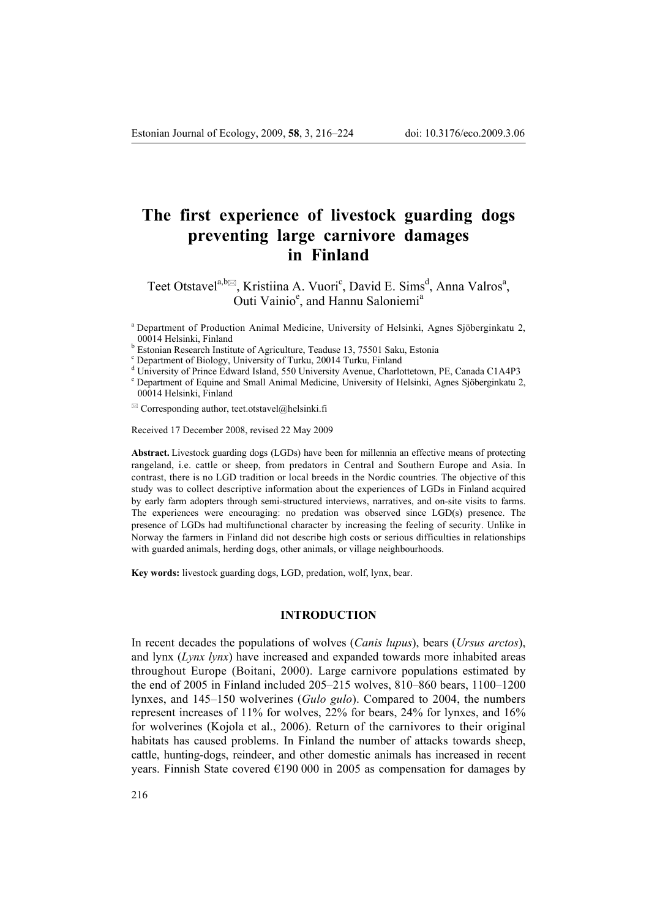# The first experience of livestock guarding dogs preventing large carnivore damages in Finland

Teet Otstavel[a,b✉], Kristiina A. Vuori[c], David E. Sims[d], Anna Valros[a], Outi Vainio[e], and Hannu Saloniemi[a]

[a] Department of Production Animal Medicine, University of Helsinki, Agnes Sjöberginkatu 2, 00014 Helsinki, Finland
[b] Estonian Research Institute of Agriculture, Teaduse 13, 75501 Saku, Estonia
[c] Department of Biology, University of Turku, 20014 Turku, Finland
[d] University of Prince Edward Island, 550 University Avenue, Charlottetown, PE, Canada C1A4P3
[e] Department of Equine and Small Animal Medicine, University of Helsinki, Agnes Sjöberginkatu 2, 00014 Helsinki, Finland

✉ Corresponding author, teet.otstavel@helsinki.fi

Received 17 December 2008, revised 22 May 2009

**Abstract.** Livestock guarding dogs (LGDs) have been for millennia an effective means of protecting rangeland, i.e. cattle or sheep, from predators in Central and Southern Europe and Asia. In contrast, there is no LGD tradition or local breeds in the Nordic countries. The objective of this study was to collect descriptive information about the experiences of LGDs in Finland acquired by early farm adopters through semi-structured interviews, narratives, and on-site visits to farms. The experiences were encouraging: no predation was observed since LGD(s) presence. The presence of LGDs had multifunctional character by increasing the feeling of security. Unlike in Norway the farmers in Finland did not describe high costs or serious difficulties in relationships with guarded animals, herding dogs, other animals, or village neighbourhoods.

**Key words:** livestock guarding dogs, LGD, predation, wolf, lynx, bear.

## INTRODUCTION

In recent decades the populations of wolves (*Canis lupus*), bears (*Ursus arctos*), and lynx (*Lynx lynx*) have increased and expanded towards more inhabited areas throughout Europe (Boitani, 2000). Large carnivore populations estimated by the end of 2005 in Finland included 205–215 wolves, 810–860 bears, 1100–1200 lynxes, and 145–150 wolverines (*Gulo gulo*). Compared to 2004, the numbers represent increases of 11% for wolves, 22% for bears, 24% for lynxes, and 16% for wolverines (Kojola et al., 2006). Return of the carnivores to their original habitats has caused problems. In Finland the number of attacks towards sheep, cattle, hunting-dogs, reindeer, and other domestic animals has increased in recent years. Finnish State covered €190 000 in 2005 as compensation for damages by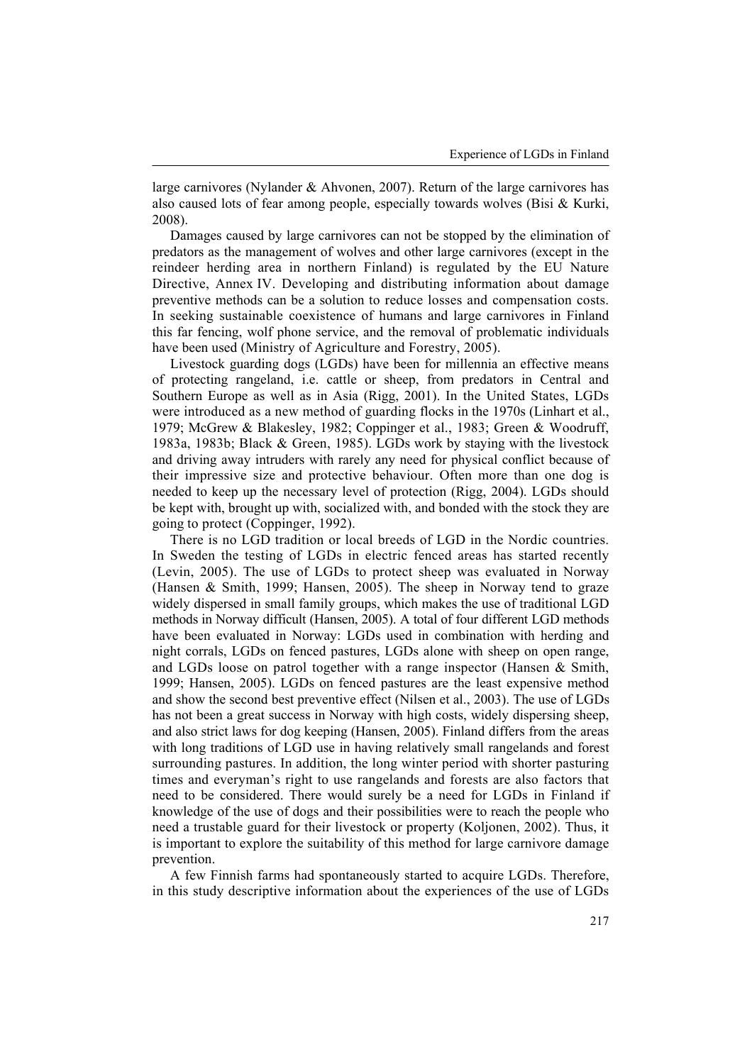large carnivores (Nylander & Ahvonen, 2007). Return of the large carnivores has also caused lots of fear among people, especially towards wolves (Bisi & Kurki, 2008).

Damages caused by large carnivores can not be stopped by the elimination of predators as the management of wolves and other large carnivores (except in the reindeer herding area in northern Finland) is regulated by the EU Nature Directive, Annex IV. Developing and distributing information about damage preventive methods can be a solution to reduce losses and compensation costs. In seeking sustainable coexistence of humans and large carnivores in Finland this far fencing, wolf phone service, and the removal of problematic individuals have been used (Ministry of Agriculture and Forestry, 2005).

Livestock guarding dogs (LGDs) have been for millennia an effective means of protecting rangeland, i.e. cattle or sheep, from predators in Central and Southern Europe as well as in Asia (Rigg, 2001). In the United States, LGDs were introduced as a new method of guarding flocks in the 1970s (Linhart et al., 1979; McGrew & Blakesley, 1982; Coppinger et al., 1983; Green & Woodruff, 1983a, 1983b; Black & Green, 1985). LGDs work by staying with the livestock and driving away intruders with rarely any need for physical conflict because of their impressive size and protective behaviour. Often more than one dog is needed to keep up the necessary level of protection (Rigg, 2004). LGDs should be kept with, brought up with, socialized with, and bonded with the stock they are going to protect (Coppinger, 1992).

There is no LGD tradition or local breeds of LGD in the Nordic countries. In Sweden the testing of LGDs in electric fenced areas has started recently (Levin, 2005). The use of LGDs to protect sheep was evaluated in Norway (Hansen & Smith, 1999; Hansen, 2005). The sheep in Norway tend to graze widely dispersed in small family groups, which makes the use of traditional LGD methods in Norway difficult (Hansen, 2005). A total of four different LGD methods have been evaluated in Norway: LGDs used in combination with herding and night corrals, LGDs on fenced pastures, LGDs alone with sheep on open range, and LGDs loose on patrol together with a range inspector (Hansen & Smith, 1999; Hansen, 2005). LGDs on fenced pastures are the least expensive method and show the second best preventive effect (Nilsen et al., 2003). The use of LGDs has not been a great success in Norway with high costs, widely dispersing sheep, and also strict laws for dog keeping (Hansen, 2005). Finland differs from the areas with long traditions of LGD use in having relatively small rangelands and forest surrounding pastures. In addition, the long winter period with shorter pasturing times and everyman's right to use rangelands and forests are also factors that need to be considered. There would surely be a need for LGDs in Finland if knowledge of the use of dogs and their possibilities were to reach the people who need a trustable guard for their livestock or property (Koljonen, 2002). Thus, it is important to explore the suitability of this method for large carnivore damage prevention.

A few Finnish farms had spontaneously started to acquire LGDs. Therefore, in this study descriptive information about the experiences of the use of LGDs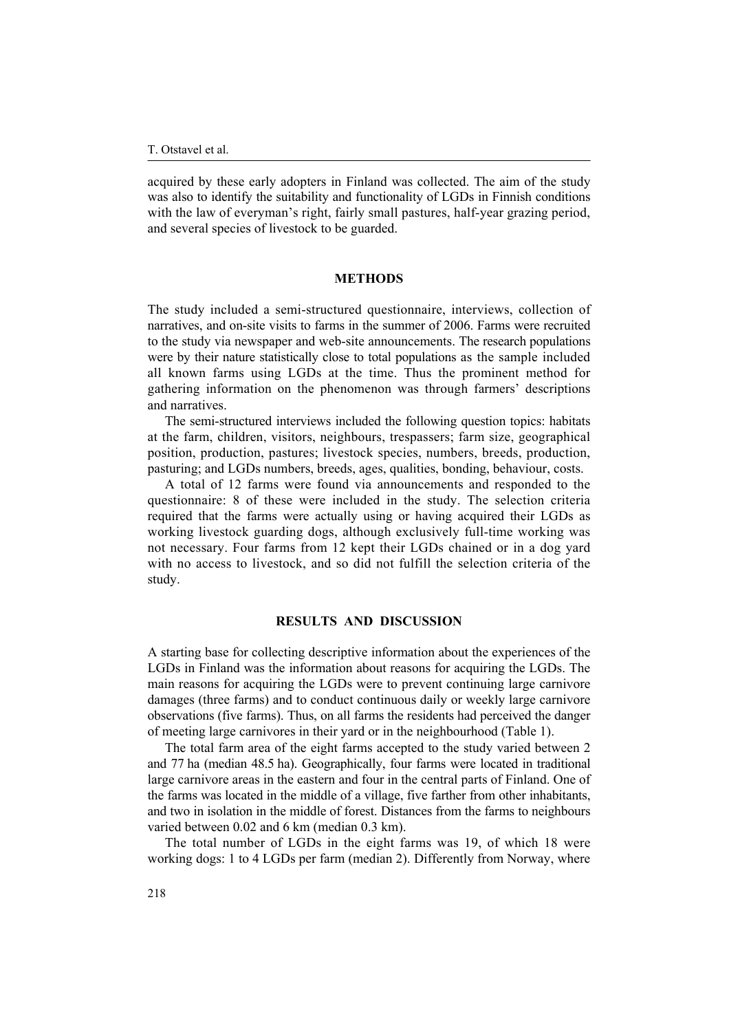acquired by these early adopters in Finland was collected. The aim of the study was also to identify the suitability and functionality of LGDs in Finnish conditions with the law of everyman's right, fairly small pastures, half-year grazing period, and several species of livestock to be guarded.

## METHODS

The study included a semi-structured questionnaire, interviews, collection of narratives, and on-site visits to farms in the summer of 2006. Farms were recruited to the study via newspaper and web-site announcements. The research populations were by their nature statistically close to total populations as the sample included all known farms using LGDs at the time. Thus the prominent method for gathering information on the phenomenon was through farmers' descriptions and narratives.

The semi-structured interviews included the following question topics: habitats at the farm, children, visitors, neighbours, trespassers; farm size, geographical position, production, pastures; livestock species, numbers, breeds, production, pasturing; and LGDs numbers, breeds, ages, qualities, bonding, behaviour, costs.

A total of 12 farms were found via announcements and responded to the questionnaire: 8 of these were included in the study. The selection criteria required that the farms were actually using or having acquired their LGDs as working livestock guarding dogs, although exclusively full-time working was not necessary. Four farms from 12 kept their LGDs chained or in a dog yard with no access to livestock, and so did not fulfill the selection criteria of the study.

## RESULTS AND DISCUSSION

A starting base for collecting descriptive information about the experiences of the LGDs in Finland was the information about reasons for acquiring the LGDs. The main reasons for acquiring the LGDs were to prevent continuing large carnivore damages (three farms) and to conduct continuous daily or weekly large carnivore observations (five farms). Thus, on all farms the residents had perceived the danger of meeting large carnivores in their yard or in the neighbourhood (Table 1).

The total farm area of the eight farms accepted to the study varied between 2 and 77 ha (median 48.5 ha). Geographically, four farms were located in traditional large carnivore areas in the eastern and four in the central parts of Finland. One of the farms was located in the middle of a village, five farther from other inhabitants, and two in isolation in the middle of forest. Distances from the farms to neighbours varied between 0.02 and 6 km (median 0.3 km).

The total number of LGDs in the eight farms was 19, of which 18 were working dogs: 1 to 4 LGDs per farm (median 2). Differently from Norway, where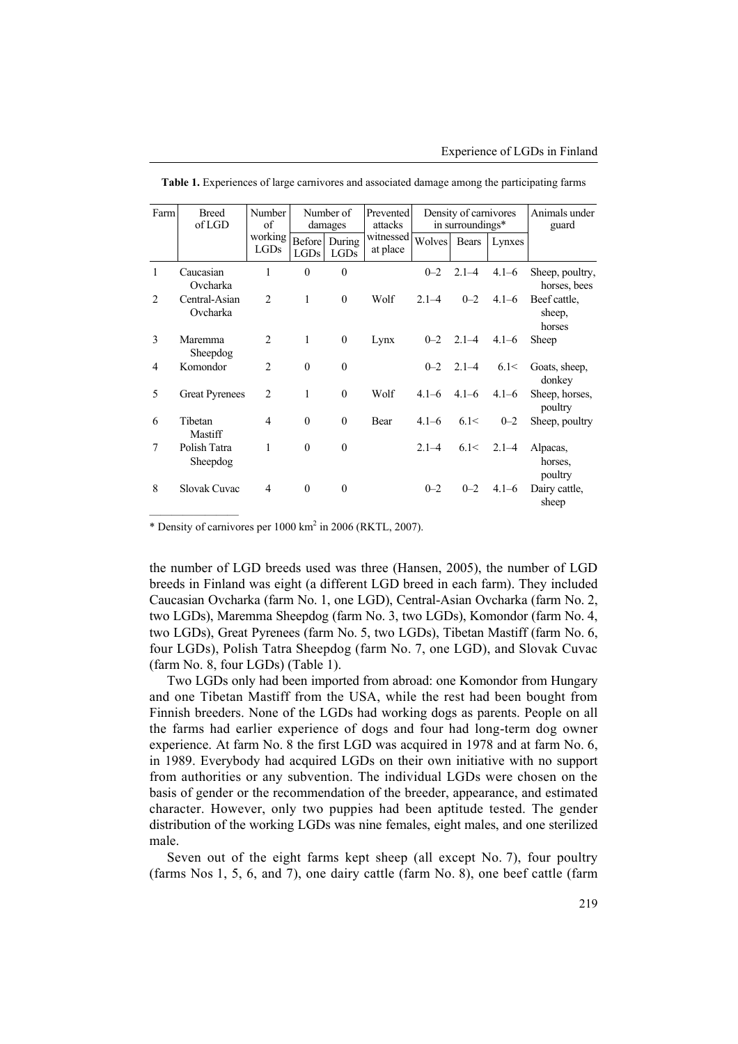**Table 1.** Experiences of large carnivores and associated damage among the participating farms

| Farm | Breed of LGD | Number of working LGDs | Number of damages | | Prevented attacks witnessed at place | Density of carnivores in surroundings* | | | Animals under guard |
|---|---|---|---|---|---|---|---|---|---|
| | | | Before LGDs | During LGDs | | Wolves | Bears | Lynxes | |
| 1 | Caucasian Ovcharka | 1 | 0 | 0 | | 0–2 | 2.1–4 | 4.1–6 | Sheep, poultry, horses, bees |
| 2 | Central-Asian Ovcharka | 2 | 1 | 0 | Wolf | 2.1–4 | 0–2 | 4.1–6 | Beef cattle, sheep, horses |
| 3 | Maremma Sheepdog | 2 | 1 | 0 | Lynx | 0–2 | 2.1–4 | 4.1–6 | Sheep |
| 4 | Komondor | 2 | 0 | 0 | | 0–2 | 2.1–4 | 6.1< | Goats, sheep, donkey |
| 5 | Great Pyrenees | 2 | 1 | 0 | Wolf | 4.1–6 | 4.1–6 | 4.1–6 | Sheep, horses, poultry |
| 6 | Tibetan Mastiff | 4 | 0 | 0 | Bear | 4.1–6 | 6.1< | 0–2 | Sheep, poultry |
| 7 | Polish Tatra Sheepdog | 1 | 0 | 0 | | 2.1–4 | 6.1< | 2.1–4 | Alpacas, horses, poultry |
| 8 | Slovak Cuvac | 4 | 0 | 0 | | 0–2 | 0–2 | 4.1–6 | Dairy cattle, sheep |

\* Density of carnivores per 1000 km$^2$ in 2006 (RKTL, 2007).

the number of LGD breeds used was three (Hansen, 2005), the number of LGD breeds in Finland was eight (a different LGD breed in each farm). They included Caucasian Ovcharka (farm No. 1, one LGD), Central-Asian Ovcharka (farm No. 2, two LGDs), Maremma Sheepdog (farm No. 3, two LGDs), Komondor (farm No. 4, two LGDs), Great Pyrenees (farm No. 5, two LGDs), Tibetan Mastiff (farm No. 6, four LGDs), Polish Tatra Sheepdog (farm No. 7, one LGD), and Slovak Cuvac (farm No. 8, four LGDs) (Table 1).

Two LGDs only had been imported from abroad: one Komondor from Hungary and one Tibetan Mastiff from the USA, while the rest had been bought from Finnish breeders. None of the LGDs had working dogs as parents. People on all the farms had earlier experience of dogs and four had long-term dog owner experience. At farm No. 8 the first LGD was acquired in 1978 and at farm No. 6, in 1989. Everybody had acquired LGDs on their own initiative with no support from authorities or any subvention. The individual LGDs were chosen on the basis of gender or the recommendation of the breeder, appearance, and estimated character. However, only two puppies had been aptitude tested. The gender distribution of the working LGDs was nine females, eight males, and one sterilized male.

Seven out of the eight farms kept sheep (all except No. 7), four poultry (farms Nos 1, 5, 6, and 7), one dairy cattle (farm No. 8), one beef cattle (farm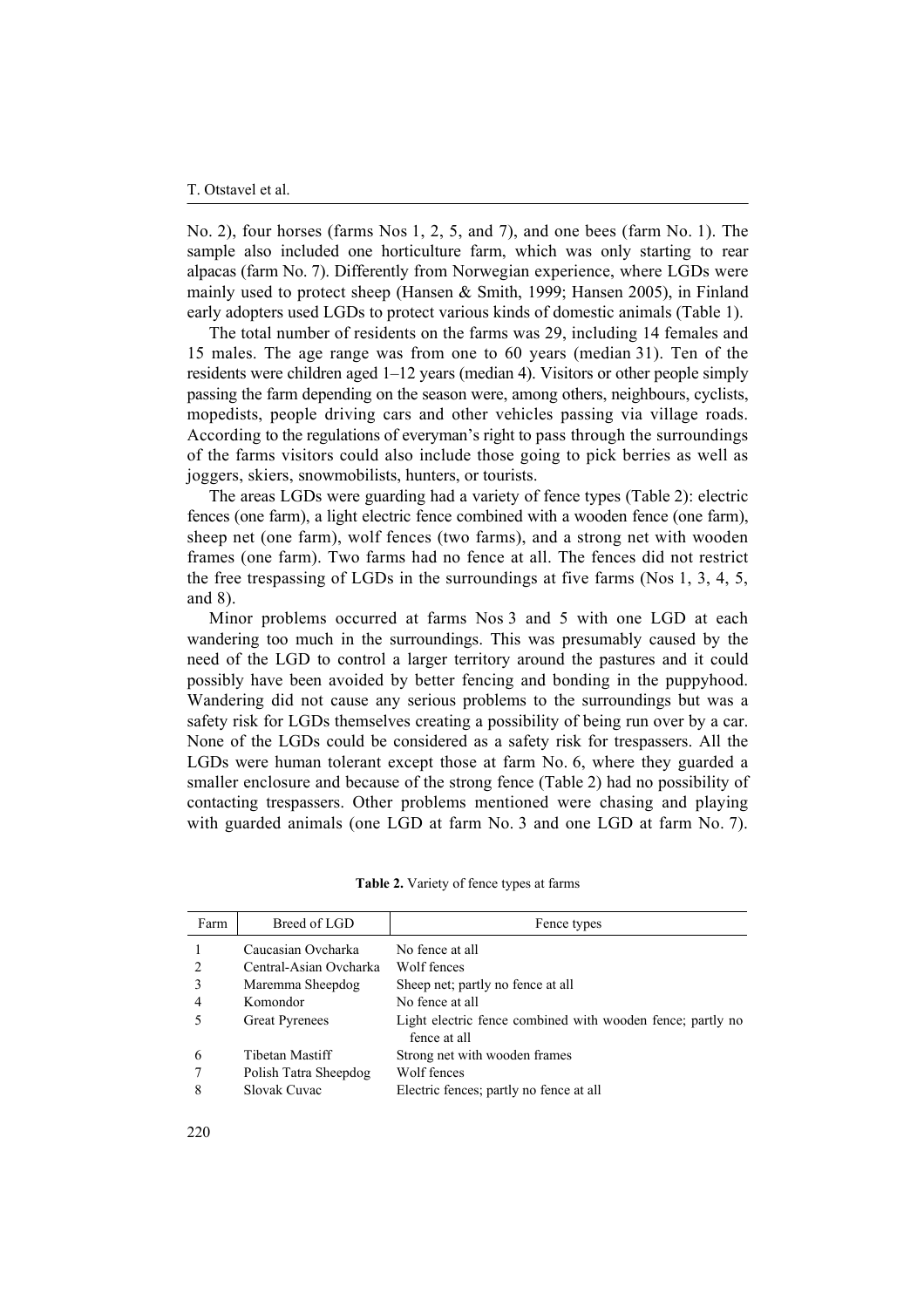No. 2), four horses (farms Nos 1, 2, 5, and 7), and one bees (farm No. 1). The sample also included one horticulture farm, which was only starting to rear alpacas (farm No. 7). Differently from Norwegian experience, where LGDs were mainly used to protect sheep (Hansen & Smith, 1999; Hansen 2005), in Finland early adopters used LGDs to protect various kinds of domestic animals (Table 1).

The total number of residents on the farms was 29, including 14 females and 15 males. The age range was from one to 60 years (median 31). Ten of the residents were children aged 1–12 years (median 4). Visitors or other people simply passing the farm depending on the season were, among others, neighbours, cyclists, mopedists, people driving cars and other vehicles passing via village roads. According to the regulations of everyman's right to pass through the surroundings of the farms visitors could also include those going to pick berries as well as joggers, skiers, snowmobilists, hunters, or tourists.

The areas LGDs were guarding had a variety of fence types (Table 2): electric fences (one farm), a light electric fence combined with a wooden fence (one farm), sheep net (one farm), wolf fences (two farms), and a strong net with wooden frames (one farm). Two farms had no fence at all. The fences did not restrict the free trespassing of LGDs in the surroundings at five farms (Nos 1, 3, 4, 5, and 8).

Minor problems occurred at farms Nos 3 and 5 with one LGD at each wandering too much in the surroundings. This was presumably caused by the need of the LGD to control a larger territory around the pastures and it could possibly have been avoided by better fencing and bonding in the puppyhood. Wandering did not cause any serious problems to the surroundings but was a safety risk for LGDs themselves creating a possibility of being run over by a car. None of the LGDs could be considered as a safety risk for trespassers. All the LGDs were human tolerant except those at farm No. 6, where they guarded a smaller enclosure and because of the strong fence (Table 2) had no possibility of contacting trespassers. Other problems mentioned were chasing and playing with guarded animals (one LGD at farm No. 3 and one LGD at farm No. 7).

**Table 2.** Variety of fence types at farms

| Farm | Breed of LGD | Fence types |
|---|---|---|
| 1 | Caucasian Ovcharka | No fence at all |
| 2 | Central-Asian Ovcharka | Wolf fences |
| 3 | Maremma Sheepdog | Sheep net; partly no fence at all |
| 4 | Komondor | No fence at all |
| 5 | Great Pyrenees | Light electric fence combined with wooden fence; partly no fence at all |
| 6 | Tibetan Mastiff | Strong net with wooden frames |
| 7 | Polish Tatra Sheepdog | Wolf fences |
| 8 | Slovak Cuvac | Electric fences; partly no fence at all |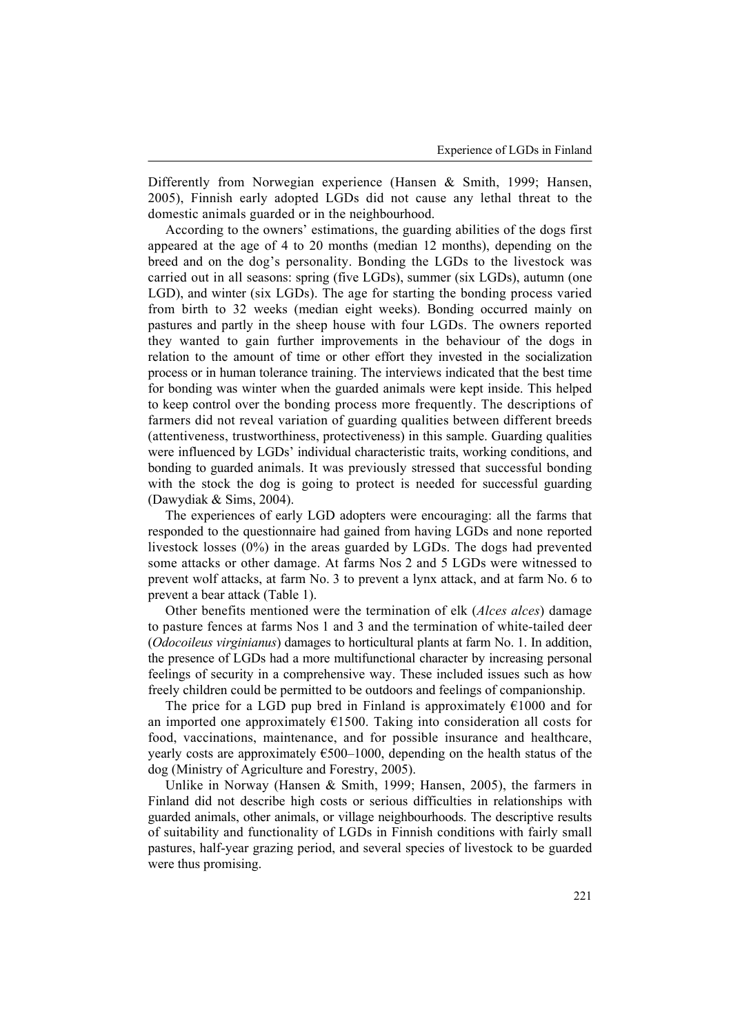Differently from Norwegian experience (Hansen & Smith, 1999; Hansen, 2005), Finnish early adopted LGDs did not cause any lethal threat to the domestic animals guarded or in the neighbourhood.

According to the owners' estimations, the guarding abilities of the dogs first appeared at the age of 4 to 20 months (median 12 months), depending on the breed and on the dog's personality. Bonding the LGDs to the livestock was carried out in all seasons: spring (five LGDs), summer (six LGDs), autumn (one LGD), and winter (six LGDs). The age for starting the bonding process varied from birth to 32 weeks (median eight weeks). Bonding occurred mainly on pastures and partly in the sheep house with four LGDs. The owners reported they wanted to gain further improvements in the behaviour of the dogs in relation to the amount of time or other effort they invested in the socialization process or in human tolerance training. The interviews indicated that the best time for bonding was winter when the guarded animals were kept inside. This helped to keep control over the bonding process more frequently. The descriptions of farmers did not reveal variation of guarding qualities between different breeds (attentiveness, trustworthiness, protectiveness) in this sample. Guarding qualities were influenced by LGDs' individual characteristic traits, working conditions, and bonding to guarded animals. It was previously stressed that successful bonding with the stock the dog is going to protect is needed for successful guarding (Dawydiak & Sims, 2004).

The experiences of early LGD adopters were encouraging: all the farms that responded to the questionnaire had gained from having LGDs and none reported livestock losses (0%) in the areas guarded by LGDs. The dogs had prevented some attacks or other damage. At farms Nos 2 and 5 LGDs were witnessed to prevent wolf attacks, at farm No. 3 to prevent a lynx attack, and at farm No. 6 to prevent a bear attack (Table 1).

Other benefits mentioned were the termination of elk (*Alces alces*) damage to pasture fences at farms Nos 1 and 3 and the termination of white-tailed deer (*Odocoileus virginianus*) damages to horticultural plants at farm No. 1. In addition, the presence of LGDs had a more multifunctional character by increasing personal feelings of security in a comprehensive way. These included issues such as how freely children could be permitted to be outdoors and feelings of companionship.

The price for a LGD pup bred in Finland is approximately €1000 and for an imported one approximately €1500. Taking into consideration all costs for food, vaccinations, maintenance, and for possible insurance and healthcare, yearly costs are approximately €500–1000, depending on the health status of the dog (Ministry of Agriculture and Forestry, 2005).

Unlike in Norway (Hansen & Smith, 1999; Hansen, 2005), the farmers in Finland did not describe high costs or serious difficulties in relationships with guarded animals, other animals, or village neighbourhoods. The descriptive results of suitability and functionality of LGDs in Finnish conditions with fairly small pastures, half-year grazing period, and several species of livestock to be guarded were thus promising.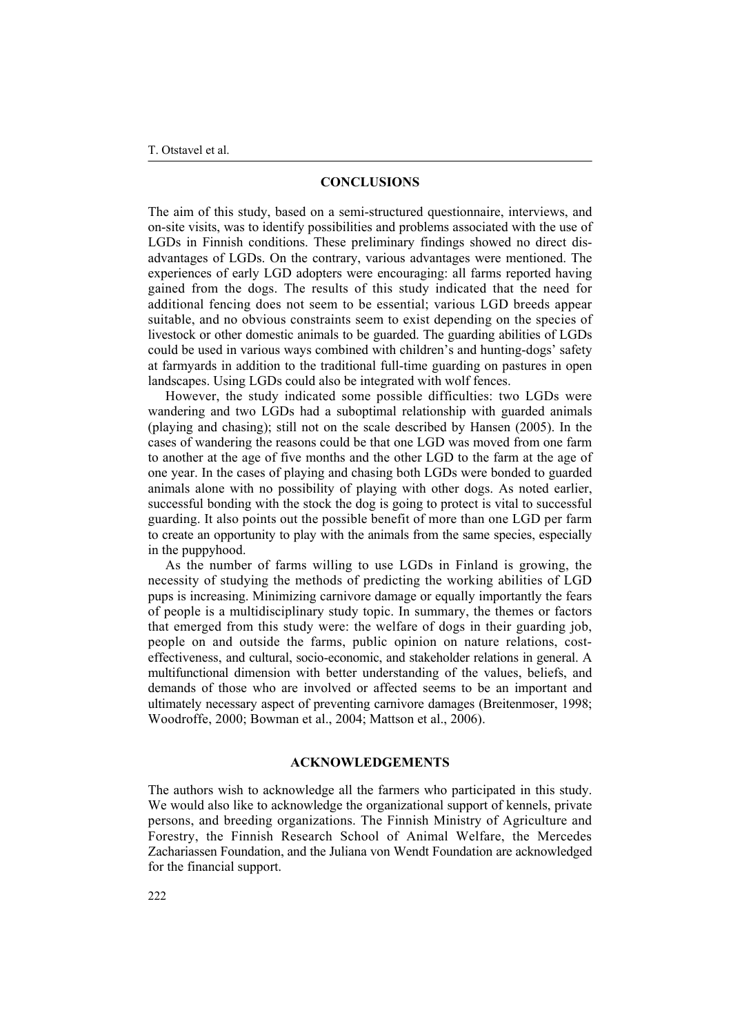## CONCLUSIONS

The aim of this study, based on a semi-structured questionnaire, interviews, and on-site visits, was to identify possibilities and problems associated with the use of LGDs in Finnish conditions. These preliminary findings showed no direct disadvantages of LGDs. On the contrary, various advantages were mentioned. The experiences of early LGD adopters were encouraging: all farms reported having gained from the dogs. The results of this study indicated that the need for additional fencing does not seem to be essential; various LGD breeds appear suitable, and no obvious constraints seem to exist depending on the species of livestock or other domestic animals to be guarded. The guarding abilities of LGDs could be used in various ways combined with children's and hunting-dogs' safety at farmyards in addition to the traditional full-time guarding on pastures in open landscapes. Using LGDs could also be integrated with wolf fences.

However, the study indicated some possible difficulties: two LGDs were wandering and two LGDs had a suboptimal relationship with guarded animals (playing and chasing); still not on the scale described by Hansen (2005). In the cases of wandering the reasons could be that one LGD was moved from one farm to another at the age of five months and the other LGD to the farm at the age of one year. In the cases of playing and chasing both LGDs were bonded to guarded animals alone with no possibility of playing with other dogs. As noted earlier, successful bonding with the stock the dog is going to protect is vital to successful guarding. It also points out the possible benefit of more than one LGD per farm to create an opportunity to play with the animals from the same species, especially in the puppyhood.

As the number of farms willing to use LGDs in Finland is growing, the necessity of studying the methods of predicting the working abilities of LGD pups is increasing. Minimizing carnivore damage or equally importantly the fears of people is a multidisciplinary study topic. In summary, the themes or factors that emerged from this study were: the welfare of dogs in their guarding job, people on and outside the farms, public opinion on nature relations, cost-effectiveness, and cultural, socio-economic, and stakeholder relations in general. A multifunctional dimension with better understanding of the values, beliefs, and demands of those who are involved or affected seems to be an important and ultimately necessary aspect of preventing carnivore damages (Breitenmoser, 1998; Woodroffe, 2000; Bowman et al., 2004; Mattson et al., 2006).

## ACKNOWLEDGEMENTS

The authors wish to acknowledge all the farmers who participated in this study. We would also like to acknowledge the organizational support of kennels, private persons, and breeding organizations. The Finnish Ministry of Agriculture and Forestry, the Finnish Research School of Animal Welfare, the Mercedes Zachariassen Foundation, and the Juliana von Wendt Foundation are acknowledged for the financial support.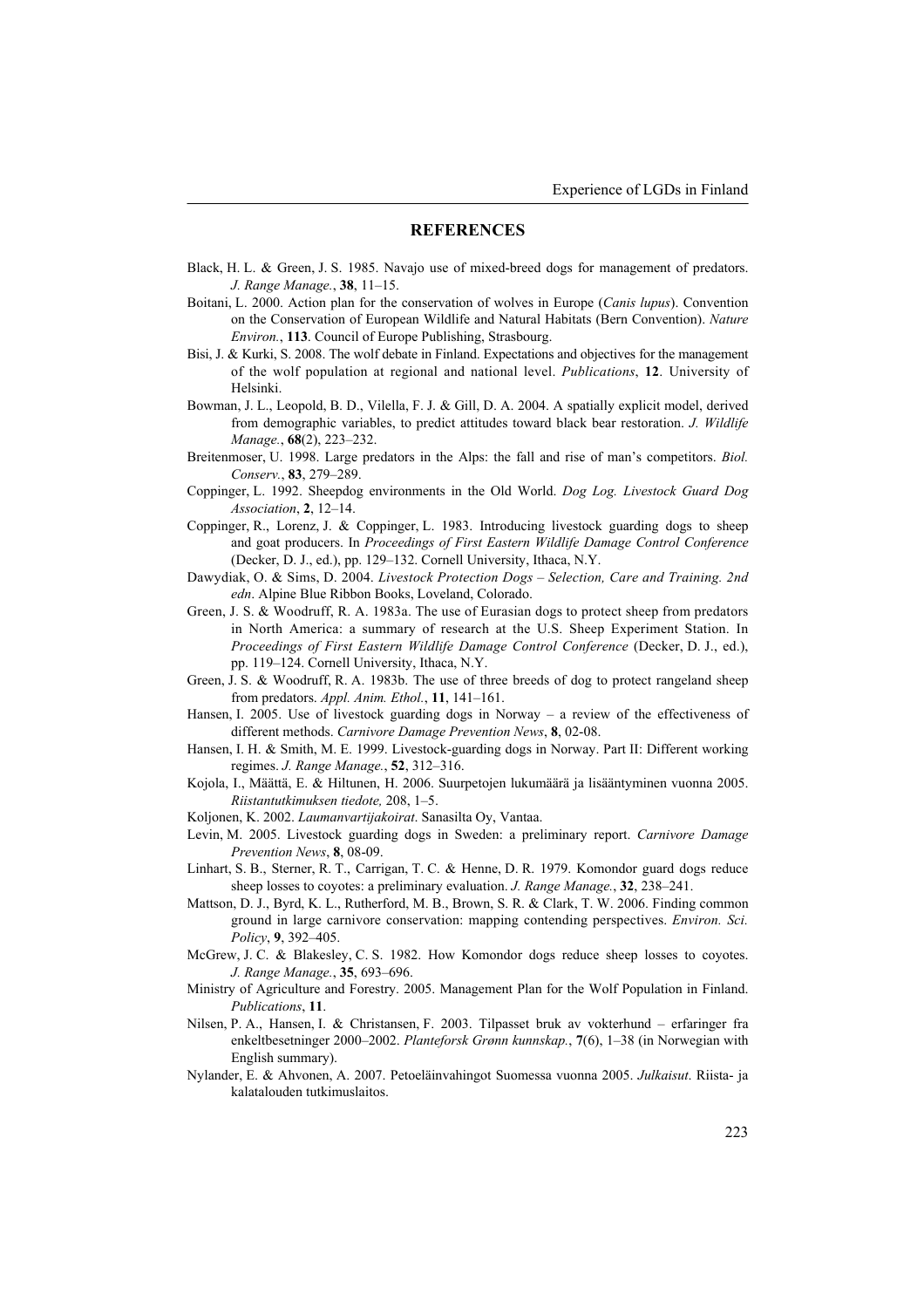## REFERENCES

Black, H. L. & Green, J. S. 1985. Navajo use of mixed-breed dogs for management of predators. *J. Range Manage.*, **38**, 11–15.

Boitani, L. 2000. Action plan for the conservation of wolves in Europe (*Canis lupus*). Convention on the Conservation of European Wildlife and Natural Habitats (Bern Convention). *Nature Environ.*, **113**. Council of Europe Publishing, Strasbourg.

Bisi, J. & Kurki, S. 2008. The wolf debate in Finland. Expectations and objectives for the management of the wolf population at regional and national level. *Publications*, **12**. University of Helsinki.

Bowman, J. L., Leopold, B. D., Vilella, F. J. & Gill, D. A. 2004. A spatially explicit model, derived from demographic variables, to predict attitudes toward black bear restoration. *J. Wildlife Manage.*, **68**(2), 223–232.

Breitenmoser, U. 1998. Large predators in the Alps: the fall and rise of man's competitors. *Biol. Conserv.*, **83**, 279–289.

Coppinger, L. 1992. Sheepdog environments in the Old World. *Dog Log. Livestock Guard Dog Association*, **2**, 12–14.

Coppinger, R., Lorenz, J. & Coppinger, L. 1983. Introducing livestock guarding dogs to sheep and goat producers. In *Proceedings of First Eastern Wildlife Damage Control Conference* (Decker, D. J., ed.), pp. 129–132. Cornell University, Ithaca, N.Y.

Dawydiak, O. & Sims, D. 2004. *Livestock Protection Dogs – Selection, Care and Training. 2nd edn*. Alpine Blue Ribbon Books, Loveland, Colorado.

Green, J. S. & Woodruff, R. A. 1983a. The use of Eurasian dogs to protect sheep from predators in North America: a summary of research at the U.S. Sheep Experiment Station. In *Proceedings of First Eastern Wildlife Damage Control Conference* (Decker, D. J., ed.), pp. 119–124. Cornell University, Ithaca, N.Y.

Green, J. S. & Woodruff, R. A. 1983b. The use of three breeds of dog to protect rangeland sheep from predators. *Appl. Anim. Ethol.*, **11**, 141–161.

Hansen, I. 2005. Use of livestock guarding dogs in Norway – a review of the effectiveness of different methods. *Carnivore Damage Prevention News*, **8**, 02-08.

Hansen, I. H. & Smith, M. E. 1999. Livestock-guarding dogs in Norway. Part II: Different working regimes. *J. Range Manage.*, **52**, 312–316.

Kojola, I., Määttä, E. & Hiltunen, H. 2006. Suurpetojen lukumäärä ja lisääntyminen vuonna 2005. *Riistantutkimuksen tiedote,* 208, 1–5.

Koljonen, K. 2002. *Laumanvartijakoirat*. Sanasilta Oy, Vantaa.

Levin, M. 2005. Livestock guarding dogs in Sweden: a preliminary report. *Carnivore Damage Prevention News*, **8**, 08-09.

Linhart, S. B., Sterner, R. T., Carrigan, T. C. & Henne, D. R. 1979. Komondor guard dogs reduce sheep losses to coyotes: a preliminary evaluation. *J. Range Manage.*, **32**, 238–241.

Mattson, D. J., Byrd, K. L., Rutherford, M. B., Brown, S. R. & Clark, T. W. 2006. Finding common ground in large carnivore conservation: mapping contending perspectives. *Environ. Sci. Policy*, **9**, 392–405.

McGrew, J. C. & Blakesley, C. S. 1982. How Komondor dogs reduce sheep losses to coyotes. *J. Range Manage.*, **35**, 693–696.

Ministry of Agriculture and Forestry. 2005. Management Plan for the Wolf Population in Finland. *Publications*, **11**.

Nilsen, P. A., Hansen, I. & Christansen, F. 2003. Tilpasset bruk av vokterhund – erfaringer fra enkeltbesetninger 2000–2002. *Planteforsk Grønn kunnskap.*, **7**(6), 1–38 (in Norwegian with English summary).

Nylander, E. & Ahvonen, A. 2007. Petoeläinvahingot Suomessa vuonna 2005. *Julkaisut*. Riista- ja kalatalouden tutkimuslaitos.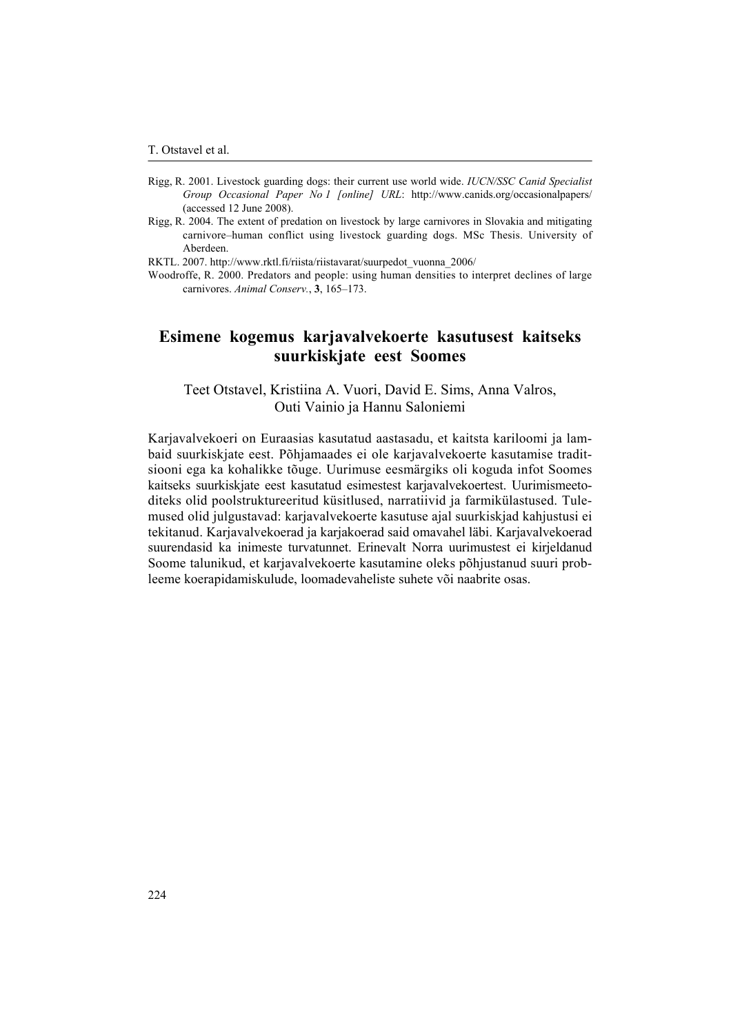Rigg, R. 2001. Livestock guarding dogs: their current use world wide. *IUCN/SSC Canid Specialist Group Occasional Paper No 1 [online] URL*: http://www.canids.org/occasionalpapers/ (accessed 12 June 2008).

Rigg, R. 2004. The extent of predation on livestock by large carnivores in Slovakia and mitigating carnivore–human conflict using livestock guarding dogs. MSc Thesis. University of Aberdeen.

RKTL. 2007. http://www.rktl.fi/riista/riistavarat/suurpedot_vuonna_2006/

Woodroffe, R. 2000. Predators and people: using human densities to interpret declines of large carnivores. *Animal Conserv.*, **3**, 165–173.

## Esimene kogemus karjavalvekoerte kasutusest kaitseks suurkiskjate eest Soomes

Teet Otstavel, Kristiina A. Vuori, David E. Sims, Anna Valros, Outi Vainio ja Hannu Saloniemi

Karjavalvekoeri on Euraasias kasutatud aastasadu, et kaitsta kariloomi ja lambaid suurkiskjate eest. Põhjamaades ei ole karjavalvekoerte kasutamise traditsiooni ega ka kohalikke tõuge. Uurimuse eesmärgiks oli koguda infot Soomes kaitseks suurkiskjate eest kasutatud esimestest karjavalvekoertest. Uurimismeetoditeks olid poolstruktureeritud küsitlused, narratiivid ja farmikülastused. Tulemused olid julgustavad: karjavalvekoerte kasutuse ajal suurkiskjad kahjustusi ei tekitanud. Karjavalvekoerad ja karjakoerad said omavahel läbi. Karjavalvekoerad suurendasid ka inimeste turvatunnet. Erinevalt Norra uurimustest ei kirjeldanud Soome talunikud, et karjavalvekoerte kasutamine oleks põhjustanud suuri probleeme koerapidamiskulude, loomadevaheliste suhete või naabrite osas.